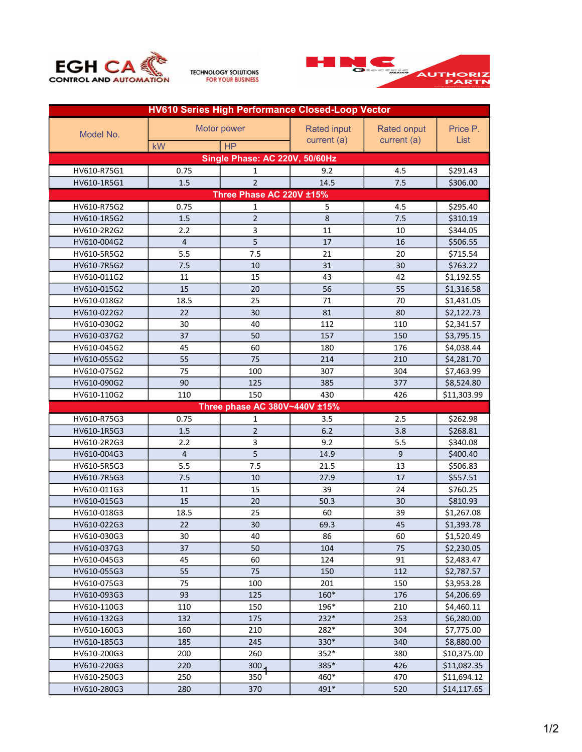EGH CA CONTROL AND AUTOMATION — TECHNOLOGY SOLUTIONS FOR YOUR BUSINESS

HNC Electric MEXICO — AUTHORIZED PARTNER

| Model No. | Motor power | | Rated input current (a) | Rated onput current (a) | Price P. List |
|---|---|---|---|---|---|
| | kW | HP | | | |
| **Single Phase: AC 220V, 50/60Hz** | | | | | |
| HV610-R75G1 | 0.75 | 1 | 9.2 | 4.5 | $291.43 |
| HV610-1R5G1 | 1.5 | 2 | 14.5 | 7.5 | $306.00 |
| **Three Phase AC 220V ±15%** | | | | | |
| HV610-R75G2 | 0.75 | 1 | 5 | 4.5 | $295.40 |
| HV610-1R5G2 | 1.5 | 2 | 8 | 7.5 | $310.19 |
| HV610-2R2G2 | 2.2 | 3 | 11 | 10 | $344.05 |
| HV610-004G2 | 4 | 5 | 17 | 16 | $506.55 |
| HV610-5R5G2 | 5.5 | 7.5 | 21 | 20 | $715.54 |
| HV610-7R5G2 | 7.5 | 10 | 31 | 30 | $763.22 |
| HV610-011G2 | 11 | 15 | 43 | 42 | $1,192.55 |
| HV610-015G2 | 15 | 20 | 56 | 55 | $1,316.58 |
| HV610-018G2 | 18.5 | 25 | 71 | 70 | $1,431.05 |
| HV610-022G2 | 22 | 30 | 81 | 80 | $2,122.73 |
| HV610-030G2 | 30 | 40 | 112 | 110 | $2,341.57 |
| HV610-037G2 | 37 | 50 | 157 | 150 | $3,795.15 |
| HV610-045G2 | 45 | 60 | 180 | 176 | $4,038.44 |
| HV610-055G2 | 55 | 75 | 214 | 210 | $4,281.70 |
| HV610-075G2 | 75 | 100 | 307 | 304 | $7,463.99 |
| HV610-090G2 | 90 | 125 | 385 | 377 | $8,524.80 |
| HV610-110G2 | 110 | 150 | 430 | 426 | $11,303.99 |
| **Three phase AC 380V~440V ±15%** | | | | | |
| HV610-R75G3 | 0.75 | 1 | 3.5 | 2.5 | $262.98 |
| HV610-1R5G3 | 1.5 | 2 | 6.2 | 3.8 | $268.81 |
| HV610-2R2G3 | 2.2 | 3 | 9.2 | 5.5 | $340.08 |
| HV610-004G3 | 4 | 5 | 14.9 | 9 | $400.40 |
| HV610-5R5G3 | 5.5 | 7.5 | 21.5 | 13 | $506.83 |
| HV610-7R5G3 | 7.5 | 10 | 27.9 | 17 | $557.51 |
| HV610-011G3 | 11 | 15 | 39 | 24 | $760.25 |
| HV610-015G3 | 15 | 20 | 50.3 | 30 | $810.93 |
| HV610-018G3 | 18.5 | 25 | 60 | 39 | $1,267.08 |
| HV610-022G3 | 22 | 30 | 69.3 | 45 | $1,393.78 |
| HV610-030G3 | 30 | 40 | 86 | 60 | $1,520.49 |
| HV610-037G3 | 37 | 50 | 104 | 75 | $2,230.05 |
| HV610-045G3 | 45 | 60 | 124 | 91 | $2,483.47 |
| HV610-055G3 | 55 | 75 | 150 | 112 | $2,787.57 |
| HV610-075G3 | 75 | 100 | 201 | 150 | $3,953.28 |
| HV610-093G3 | 93 | 125 | 160* | 176 | $4,206.69 |
| HV610-110G3 | 110 | 150 | 196* | 210 | $4,460.11 |
| HV610-132G3 | 132 | 175 | 232* | 253 | $6,280.00 |
| HV610-160G3 | 160 | 210 | 282* | 304 | $7,775.00 |
| HV610-185G3 | 185 | 245 | 330* | 340 | $8,880.00 |
| HV610-200G3 | 200 | 260 | 352* | 380 | $10,375.00 |
| HV610-220G3 | 220 | 300 | 385* | 426 | $11,082.35 |
| HV610-250G3 | 250 | 350 | 460* | 470 | $11,694.12 |
| HV610-280G3 | 280 | 370 | 491* | 520 | $14,117.65 |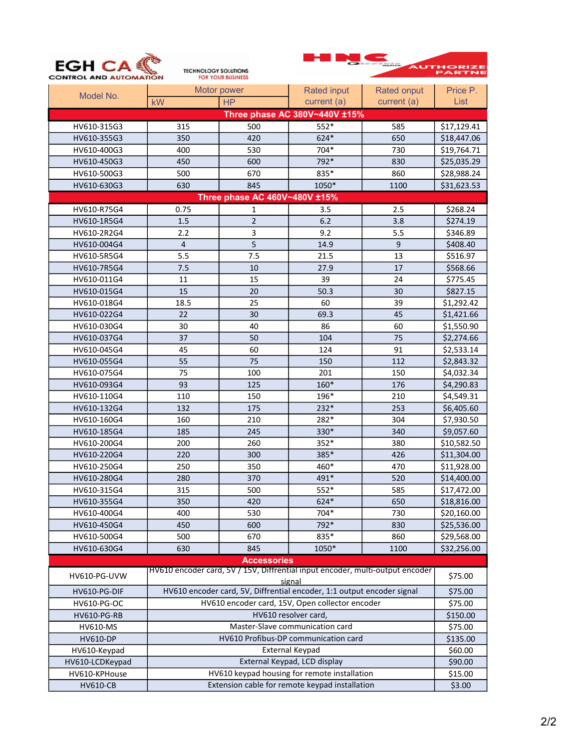EGH CA CONTROL AND AUTOMATION

TECHNOLOGY SOLUTIONS FOR YOUR BUSINESS

HNC AUTHORIZED PARTNER

| Model No. | Motor power | | Rated input current (a) | Rated onput current (a) | Price P. List |
|---|---|---|---|---|---|
| | kW | HP | | | |
| **Three phase AC 380V~440V ±15%** | | | | | |
| HV610-315G3 | 315 | 500 | 552* | 585 | $17,129.41 |
| HV610-355G3 | 350 | 420 | 624* | 650 | $18,447.06 |
| HV610-400G3 | 400 | 530 | 704* | 730 | $19,764.71 |
| HV610-450G3 | 450 | 600 | 792* | 830 | $25,035.29 |
| HV610-500G3 | 500 | 670 | 835* | 860 | $28,988.24 |
| HV610-630G3 | 630 | 845 | 1050* | 1100 | $31,623.53 |
| **Three phase AC 460V~480V ±15%** | | | | | |
| HV610-R75G4 | 0.75 | 1 | 3.5 | 2.5 | $268.24 |
| HV610-1R5G4 | 1.5 | 2 | 6.2 | 3.8 | $274.19 |
| HV610-2R2G4 | 2.2 | 3 | 9.2 | 5.5 | $346.89 |
| HV610-004G4 | 4 | 5 | 14.9 | 9 | $408.40 |
| HV610-5R5G4 | 5.5 | 7.5 | 21.5 | 13 | $516.97 |
| HV610-7R5G4 | 7.5 | 10 | 27.9 | 17 | $568.66 |
| HV610-011G4 | 11 | 15 | 39 | 24 | $775.45 |
| HV610-015G4 | 15 | 20 | 50.3 | 30 | $827.15 |
| HV610-018G4 | 18.5 | 25 | 60 | 39 | $1,292.42 |
| HV610-022G4 | 22 | 30 | 69.3 | 45 | $1,421.66 |
| HV610-030G4 | 30 | 40 | 86 | 60 | $1,550.90 |
| HV610-037G4 | 37 | 50 | 104 | 75 | $2,274.66 |
| HV610-045G4 | 45 | 60 | 124 | 91 | $2,533.14 |
| HV610-055G4 | 55 | 75 | 150 | 112 | $2,843.32 |
| HV610-075G4 | 75 | 100 | 201 | 150 | $4,032.34 |
| HV610-093G4 | 93 | 125 | 160* | 176 | $4,290.83 |
| HV610-110G4 | 110 | 150 | 196* | 210 | $4,549.31 |
| HV610-132G4 | 132 | 175 | 232* | 253 | $6,405.60 |
| HV610-160G4 | 160 | 210 | 282* | 304 | $7,930.50 |
| HV610-185G4 | 185 | 245 | 330* | 340 | $9,057.60 |
| HV610-200G4 | 200 | 260 | 352* | 380 | $10,582.50 |
| HV610-220G4 | 220 | 300 | 385* | 426 | $11,304.00 |
| HV610-250G4 | 250 | 350 | 460* | 470 | $11,928.00 |
| HV610-280G4 | 280 | 370 | 491* | 520 | $14,400.00 |
| HV610-315G4 | 315 | 500 | 552* | 585 | $17,472.00 |
| HV610-355G4 | 350 | 420 | 624* | 650 | $18,816.00 |
| HV610-400G4 | 400 | 530 | 704* | 730 | $20,160.00 |
| HV610-450G4 | 450 | 600 | 792* | 830 | $25,536.00 |
| HV610-500G4 | 500 | 670 | 835* | 860 | $29,568.00 |
| HV610-630G4 | 630 | 845 | 1050* | 1100 | $32,256.00 |
| **Accessories** | | | | | |
| HV610-PG-UVW | HV610 encoder card, 5V / 15V, Diffrential input encoder, multi-output encoder signal | | | | $75.00 |
| HV610-PG-DIF | HV610 encoder card, 5V, Diffrential encoder, 1:1 output encoder signal | | | | $75.00 |
| HV610-PG-OC | HV610 encoder card, 15V, Open collector encoder | | | | $75.00 |
| HV610-PG-RB | HV610 resolver card, | | | | $150.00 |
| HV610-MS | Master-Slave communication card | | | | $75.00 |
| HV610-DP | HV610 Profibus-DP communication card | | | | $135.00 |
| HV610-Keypad | External Keypad | | | | $60.00 |
| HV610-LCDKeypad | External Keypad, LCD display | | | | $90.00 |
| HV610-KPHouse | HV610 keypad housing for remote installation | | | | $15.00 |
| HV610-CB | Extension cable for remote keypad installation | | | | $3.00 |